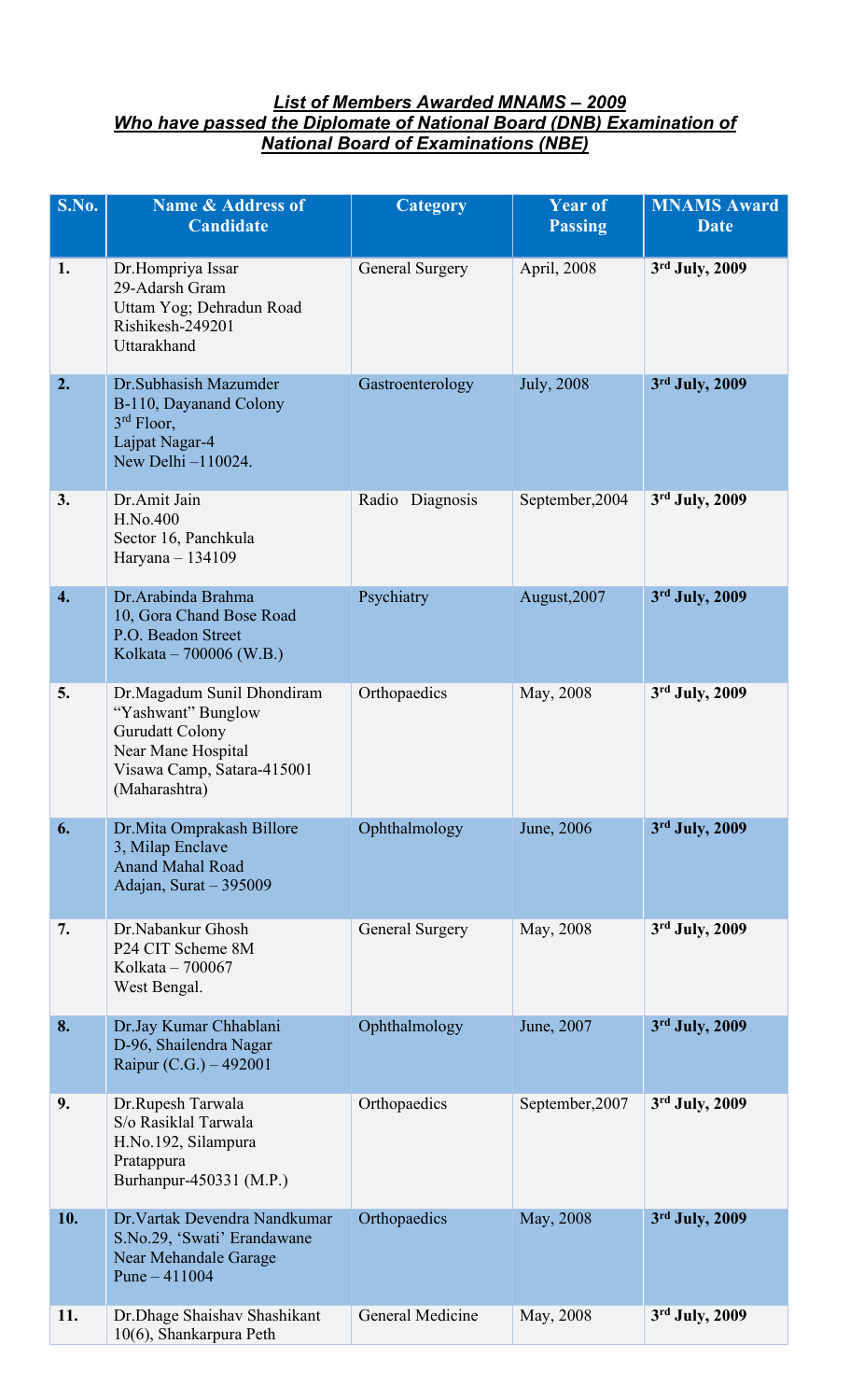## List of Members Awarded MNAMS – 2009
## Who have passed the Diplomate of National Board (DNB) Examination of National Board of Examinations (NBE)

| S.No. | Name & Address of Candidate | Category | Year of Passing | MNAMS Award Date |
|---|---|---|---|---|
| **1.** | Dr.Hompriya Issar<br>29-Adarsh Gram<br>Uttam Yog; Dehradun Road<br>Rishikesh-249201<br>Uttarakhand | General Surgery | April, 2008 | **3rd July, 2009** |
| **2.** | Dr.Subhasish Mazumder<br>B-110, Dayanand Colony<br>3rd Floor,<br>Lajpat Nagar-4<br>New Delhi –110024. | Gastroenterology | July, 2008 | **3rd July, 2009** |
| **3.** | Dr.Amit Jain<br>H.No.400<br>Sector 16, Panchkula<br>Haryana – 134109 | Radio Diagnosis | September,2004 | **3rd July, 2009** |
| **4.** | Dr.Arabinda Brahma<br>10, Gora Chand Bose Road<br>P.O. Beadon Street<br>Kolkata – 700006 (W.B.) | Psychiatry | August,2007 | **3rd July, 2009** |
| **5.** | Dr.Magadum Sunil Dhondiram<br>“Yashwant” Bunglow<br>Gurudatt Colony<br>Near Mane Hospital<br>Visawa Camp, Satara-415001<br>(Maharashtra) | Orthopaedics | May, 2008 | **3rd July, 2009** |
| **6.** | Dr.Mita Omprakash Billore<br>3, Milap Enclave<br>Anand Mahal Road<br>Adajan, Surat – 395009 | Ophthalmology | June, 2006 | **3rd July, 2009** |
| **7.** | Dr.Nabankur Ghosh<br>P24 CIT Scheme 8M<br>Kolkata – 700067<br>West Bengal. | General Surgery | May, 2008 | **3rd July, 2009** |
| **8.** | Dr.Jay Kumar Chhablani<br>D-96, Shailendra Nagar<br>Raipur (C.G.) – 492001 | Ophthalmology | June, 2007 | **3rd July, 2009** |
| **9.** | Dr.Rupesh Tarwala<br>S/o Rasiklal Tarwala<br>H.No.192, Silampura<br>Pratappura<br>Burhanpur-450331 (M.P.) | Orthopaedics | September,2007 | **3rd July, 2009** |
| **10.** | Dr.Vartak Devendra Nandkumar<br>S.No.29, ‘Swati’ Erandawane<br>Near Mehandale Garage<br>Pune – 411004 | Orthopaedics | May, 2008 | **3rd July, 2009** |
| **11.** | Dr.Dhage Shaishav Shashikant<br>10(6), Shankarpura Peth | General Medicine | May, 2008 | **3rd July, 2009** |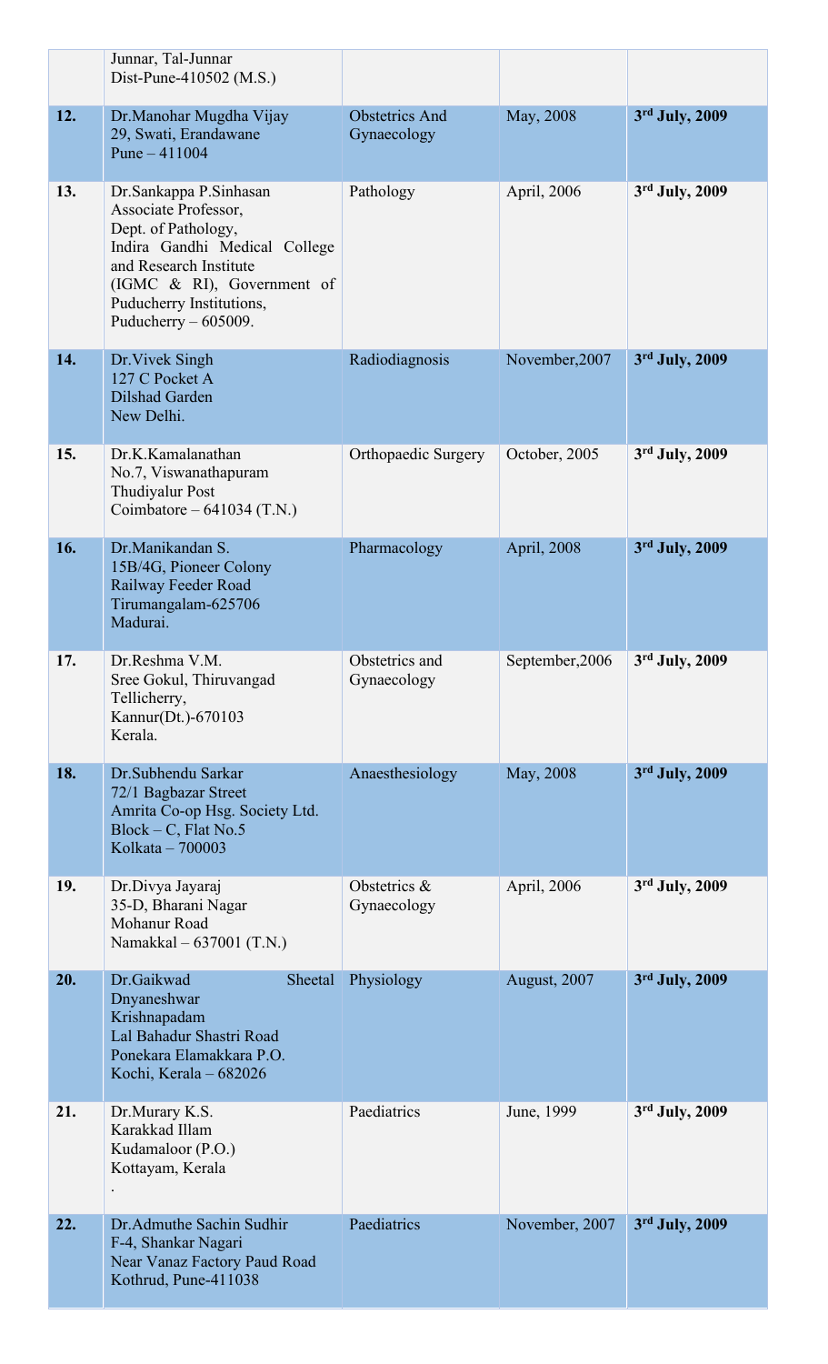| | | | | |
|---|---|---|---|---|
| | Junnar, Tal-Junnar Dist-Pune-410502 (M.S.) | | | |
| **12.** | Dr.Manohar Mugdha Vijay 29, Swati, Erandawane Pune – 411004 | Obstetrics And Gynaecology | May, 2008 | **3rd July, 2009** |
| **13.** | Dr.Sankappa P.Sinhasan Associate Professor, Dept. of Pathology, Indira Gandhi Medical College and Research Institute (IGMC & RI), Government of Puducherry Institutions, Puducherry – 605009. | Pathology | April, 2006 | **3rd July, 2009** |
| **14.** | Dr.Vivek Singh 127 C Pocket A Dilshad Garden New Delhi. | Radiodiagnosis | November,2007 | **3rd July, 2009** |
| **15.** | Dr.K.Kamalanathan No.7, Viswanathapuram Thudiyalur Post Coimbatore – 641034 (T.N.) | Orthopaedic Surgery | October, 2005 | **3rd July, 2009** |
| **16.** | Dr.Manikandan S. 15B/4G, Pioneer Colony Railway Feeder Road Tirumangalam-625706 Madurai. | Pharmacology | April, 2008 | **3rd July, 2009** |
| **17.** | Dr.Reshma V.M. Sree Gokul, Thiruvangad Tellicherry, Kannur(Dt.)-670103 Kerala. | Obstetrics and Gynaecology | September,2006 | **3rd July, 2009** |
| **18.** | Dr.Subhendu Sarkar 72/1 Bagbazar Street Amrita Co-op Hsg. Society Ltd. Block – C, Flat No.5 Kolkata – 700003 | Anaesthesiology | May, 2008 | **3rd July, 2009** |
| **19.** | Dr.Divya Jayaraj 35-D, Bharani Nagar Mohanur Road Namakkal – 637001 (T.N.) | Obstetrics & Gynaecology | April, 2006 | **3rd July, 2009** |
| **20.** | Dr.Gaikwad Sheetal Dnyaneshwar Krishnapadam Lal Bahadur Shastri Road Ponekara Elamakkara P.O. Kochi, Kerala – 682026 | Physiology | August, 2007 | **3rd July, 2009** |
| **21.** | Dr.Murary K.S. Karakkad Illam Kudamaloor (P.O.) Kottayam, Kerala . | Paediatrics | June, 1999 | **3rd July, 2009** |
| **22.** | Dr.Admuthe Sachin Sudhir F-4, Shankar Nagari Near Vanaz Factory Paud Road Kothrud, Pune-411038 | Paediatrics | November, 2007 | **3rd July, 2009** |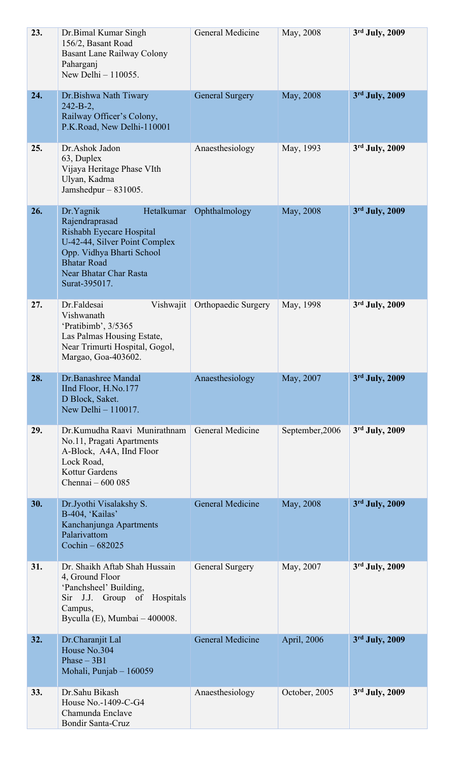| | | | | |
|---|---|---|---|---|
| **23.** | Dr.Bimal Kumar Singh<br>156/2, Basant Road<br>Basant Lane Railway Colony<br>Paharganj<br>New Delhi – 110055. | General Medicine | May, 2008 | **3rd July, 2009** |
| **24.** | Dr.Bishwa Nath Tiwary<br>242-B-2,<br>Railway Officer's Colony,<br>P.K.Road, New Delhi-110001 | General Surgery | May, 2008 | **3rd July, 2009** |
| **25.** | Dr.Ashok Jadon<br>63, Duplex<br>Vijaya Heritage Phase VIth<br>Ulyan, Kadma<br>Jamshedpur – 831005. | Anaesthesiology | May, 1993 | **3rd July, 2009** |
| **26.** | Dr.Yagnik Hetalkumar Rajendraprasad<br>Rishabh Eyecare Hospital<br>U-42-44, Silver Point Complex<br>Opp. Vidhya Bharti School<br>Bhatar Road<br>Near Bhatar Char Rasta<br>Surat-395017. | Ophthalmology | May, 2008 | **3rd July, 2009** |
| **27.** | Dr.Faldesai Vishwajit Vishwanath<br>'Pratibimb', 3/5365<br>Las Palmas Housing Estate,<br>Near Trimurti Hospital, Gogol,<br>Margao, Goa-403602. | Orthopaedic Surgery | May, 1998 | **3rd July, 2009** |
| **28.** | Dr.Banashree Mandal<br>IInd Floor, H.No.177<br>D Block, Saket.<br>New Delhi – 110017. | Anaesthesiology | May, 2007 | **3rd July, 2009** |
| **29.** | Dr.Kumudha Raavi Munirathnam<br>No.11, Pragati Apartments<br>A-Block, A4A, IInd Floor<br>Lock Road,<br>Kottur Gardens<br>Chennai – 600 085 | General Medicine | September,2006 | **3rd July, 2009** |
| **30.** | Dr.Jyothi Visalakshy S.<br>B-404, 'Kailas'<br>Kanchanjunga Apartments<br>Palarivattom<br>Cochin – 682025 | General Medicine | May, 2008 | **3rd July, 2009** |
| **31.** | Dr. Shaikh Aftab Shah Hussain<br>4, Ground Floor<br>'Panchsheel' Building,<br>Sir J.J. Group of Hospitals Campus,<br>Byculla (E), Mumbai – 400008. | General Surgery | May, 2007 | **3rd July, 2009** |
| **32.** | Dr.Charanjit Lal<br>House No.304<br>Phase – 3B1<br>Mohali, Punjab – 160059 | General Medicine | April, 2006 | **3rd July, 2009** |
| **33.** | Dr.Sahu Bikash<br>House No.-1409-C-G4<br>Chamunda Enclave<br>Bondir Santa-Cruz | Anaesthesiology | October, 2005 | **3rd July, 2009** |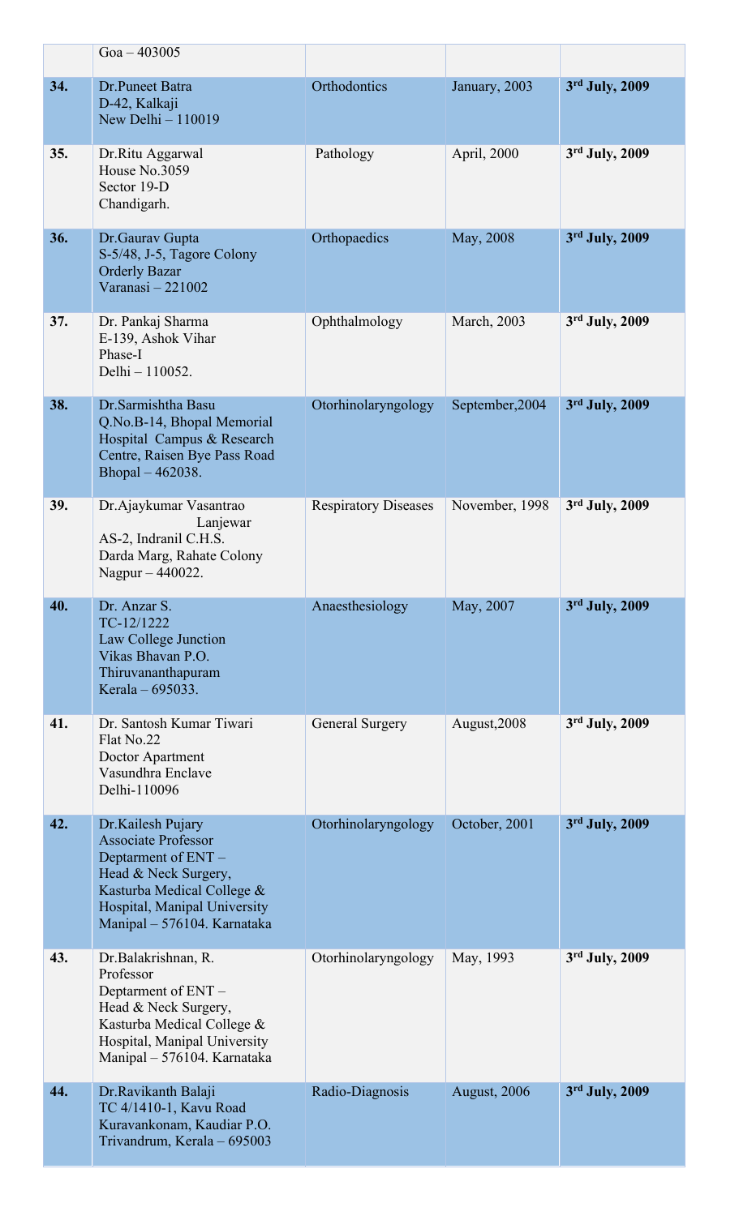| | | | | |
|---|---|---|---|---|
| | Goa – 403005 | | | |
| **34.** | Dr.Puneet Batra<br>D-42, Kalkaji<br>New Delhi – 110019 | Orthodontics | January, 2003 | **3rd July, 2009** |
| **35.** | Dr.Ritu Aggarwal<br>House No.3059<br>Sector 19-D<br>Chandigarh. | Pathology | April, 2000 | **3rd July, 2009** |
| **36.** | Dr.Gaurav Gupta<br>S-5/48, J-5, Tagore Colony<br>Orderly Bazar<br>Varanasi – 221002 | Orthopaedics | May, 2008 | **3rd July, 2009** |
| **37.** | Dr. Pankaj Sharma<br>E-139, Ashok Vihar<br>Phase-I<br>Delhi – 110052. | Ophthalmology | March, 2003 | **3rd July, 2009** |
| **38.** | Dr.Sarmishtha Basu<br>Q.No.B-14, Bhopal Memorial Hospital Campus & Research Centre, Raisen Bye Pass Road<br>Bhopal – 462038. | Otorhinolaryngology | September,2004 | **3rd July, 2009** |
| **39.** | Dr.Ajaykumar Vasantrao Lanjewar<br>AS-2, Indranil C.H.S.<br>Darda Marg, Rahate Colony<br>Nagpur – 440022. | Respiratory Diseases | November, 1998 | **3rd July, 2009** |
| **40.** | Dr. Anzar S.<br>TC-12/1222<br>Law College Junction<br>Vikas Bhavan P.O.<br>Thiruvananthapuram<br>Kerala – 695033. | Anaesthesiology | May, 2007 | **3rd July, 2009** |
| **41.** | Dr. Santosh Kumar Tiwari<br>Flat No.22<br>Doctor Apartment<br>Vasundhra Enclave<br>Delhi-110096 | General Surgery | August,2008 | **3rd July, 2009** |
| **42.** | Dr.Kailesh Pujary<br>Associate Professor<br>Deptarment of ENT –<br>Head & Neck Surgery,<br>Kasturba Medical College & Hospital, Manipal University<br>Manipal – 576104. Karnataka | Otorhinolaryngology | October, 2001 | **3rd July, 2009** |
| **43.** | Dr.Balakrishnan, R.<br>Professor<br>Deptarment of ENT –<br>Head & Neck Surgery,<br>Kasturba Medical College & Hospital, Manipal University<br>Manipal – 576104. Karnataka | Otorhinolaryngology | May, 1993 | **3rd July, 2009** |
| **44.** | Dr.Ravikanth Balaji<br>TC 4/1410-1, Kavu Road<br>Kuravankonam, Kaudiar P.O.<br>Trivandrum, Kerala – 695003 | Radio-Diagnosis | August, 2006 | **3rd July, 2009** |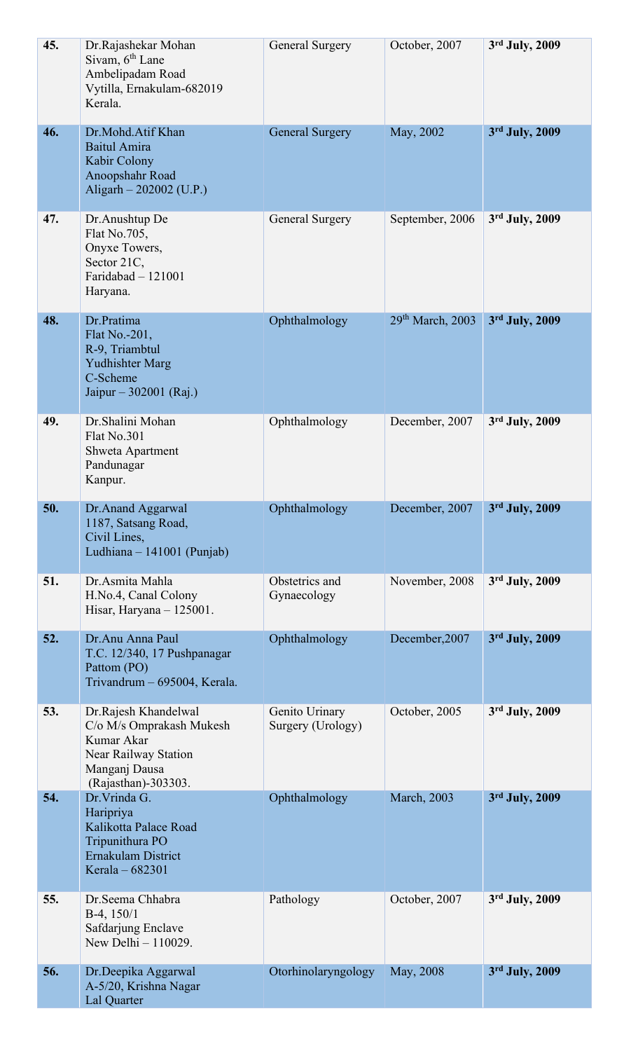| | | | | |
|---|---|---|---|---|
| **45.** | Dr.Rajashekar Mohan<br>Sivam, 6th Lane<br>Ambelipadam Road<br>Vytilla, Ernakulam-682019<br>Kerala. | General Surgery | October, 2007 | **3rd July, 2009** |
| **46.** | Dr.Mohd.Atif Khan<br>Baitul Amira<br>Kabir Colony<br>Anoopshahr Road<br>Aligarh – 202002 (U.P.) | General Surgery | May, 2002 | **3rd July, 2009** |
| **47.** | Dr.Anushtup De<br>Flat No.705,<br>Onyxe Towers,<br>Sector 21C,<br>Faridabad – 121001<br>Haryana. | General Surgery | September, 2006 | **3rd July, 2009** |
| **48.** | Dr.Pratima<br>Flat No.-201,<br>R-9, Triambtul<br>Yudhishter Marg<br>C-Scheme<br>Jaipur – 302001 (Raj.) | Ophthalmology | 29th March, 2003 | **3rd July, 2009** |
| **49.** | Dr.Shalini Mohan<br>Flat No.301<br>Shweta Apartment<br>Pandunagar<br>Kanpur. | Ophthalmology | December, 2007 | **3rd July, 2009** |
| **50.** | Dr.Anand Aggarwal<br>1187, Satsang Road,<br>Civil Lines,<br>Ludhiana – 141001 (Punjab) | Ophthalmology | December, 2007 | **3rd July, 2009** |
| **51.** | Dr.Asmita Mahla<br>H.No.4, Canal Colony<br>Hisar, Haryana – 125001. | Obstetrics and Gynaecology | November, 2008 | **3rd July, 2009** |
| **52.** | Dr.Anu Anna Paul<br>T.C. 12/340, 17 Pushpanagar<br>Pattom (PO)<br>Trivandrum – 695004, Kerala. | Ophthalmology | December,2007 | **3rd July, 2009** |
| **53.** | Dr.Rajesh Khandelwal<br>C/o M/s Omprakash Mukesh<br>Kumar Akar<br>Near Railway Station<br>Manganj Dausa<br>(Rajasthan)-303303. | Genito Urinary Surgery (Urology) | October, 2005 | **3rd July, 2009** |
| **54.** | Dr.Vrinda G.<br>Haripriya<br>Kalikotta Palace Road<br>Tripunithura PO<br>Ernakulam District<br>Kerala – 682301 | Ophthalmology | March, 2003 | **3rd July, 2009** |
| **55.** | Dr.Seema Chhabra<br>B-4, 150/1<br>Safdarjung Enclave<br>New Delhi – 110029. | Pathology | October, 2007 | **3rd July, 2009** |
| **56.** | Dr.Deepika Aggarwal<br>A-5/20, Krishna Nagar<br>Lal Quarter | Otorhinolaryngology | May, 2008 | **3rd July, 2009** |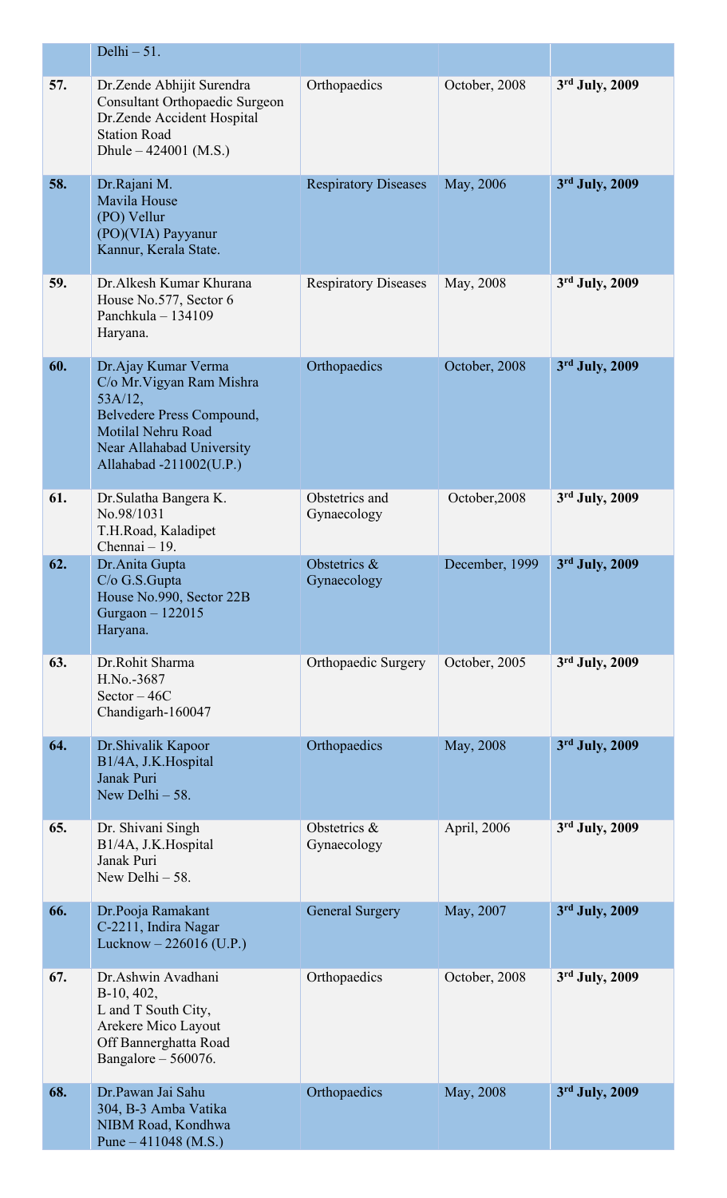| | | | | |
|---|---|---|---|---|
| | Delhi – 51. | | | |
| **57.** | Dr.Zende Abhijit Surendra<br>Consultant Orthopaedic Surgeon<br>Dr.Zende Accident Hospital<br>Station Road<br>Dhule – 424001 (M.S.) | Orthopaedics | October, 2008 | **3rd July, 2009** |
| **58.** | Dr.Rajani M.<br>Mavila House<br>(PO) Vellur<br>(PO)(VIA) Payyanur<br>Kannur, Kerala State. | Respiratory Diseases | May, 2006 | **3rd July, 2009** |
| **59.** | Dr.Alkesh Kumar Khurana<br>House No.577, Sector 6<br>Panchkula – 134109<br>Haryana. | Respiratory Diseases | May, 2008 | **3rd July, 2009** |
| **60.** | Dr.Ajay Kumar Verma<br>C/o Mr.Vigyan Ram Mishra<br>53A/12,<br>Belvedere Press Compound,<br>Motilal Nehru Road<br>Near Allahabad University<br>Allahabad -211002(U.P.) | Orthopaedics | October, 2008 | **3rd July, 2009** |
| **61.** | Dr.Sulatha Bangera K.<br>No.98/1031<br>T.H.Road, Kaladipet<br>Chennai – 19. | Obstetrics and Gynaecology | October,2008 | **3rd July, 2009** |
| **62.** | Dr.Anita Gupta<br>C/o G.S.Gupta<br>House No.990, Sector 22B<br>Gurgaon – 122015<br>Haryana. | Obstetrics & Gynaecology | December, 1999 | **3rd July, 2009** |
| **63.** | Dr.Rohit Sharma<br>H.No.-3687<br>Sector – 46C<br>Chandigarh-160047 | Orthopaedic Surgery | October, 2005 | **3rd July, 2009** |
| **64.** | Dr.Shivalik Kapoor<br>B1/4A, J.K.Hospital<br>Janak Puri<br>New Delhi – 58. | Orthopaedics | May, 2008 | **3rd July, 2009** |
| **65.** | Dr. Shivani Singh<br>B1/4A, J.K.Hospital<br>Janak Puri<br>New Delhi – 58. | Obstetrics & Gynaecology | April, 2006 | **3rd July, 2009** |
| **66.** | Dr.Pooja Ramakant<br>C-2211, Indira Nagar<br>Lucknow – 226016 (U.P.) | General Surgery | May, 2007 | **3rd July, 2009** |
| **67.** | Dr.Ashwin Avadhani<br>B-10, 402,<br>L and T South City,<br>Arekere Mico Layout<br>Off Bannerghatta Road<br>Bangalore – 560076. | Orthopaedics | October, 2008 | **3rd July, 2009** |
| **68.** | Dr.Pawan Jai Sahu<br>304, B-3 Amba Vatika<br>NIBM Road, Kondhwa<br>Pune – 411048 (M.S.) | Orthopaedics | May, 2008 | **3rd July, 2009** |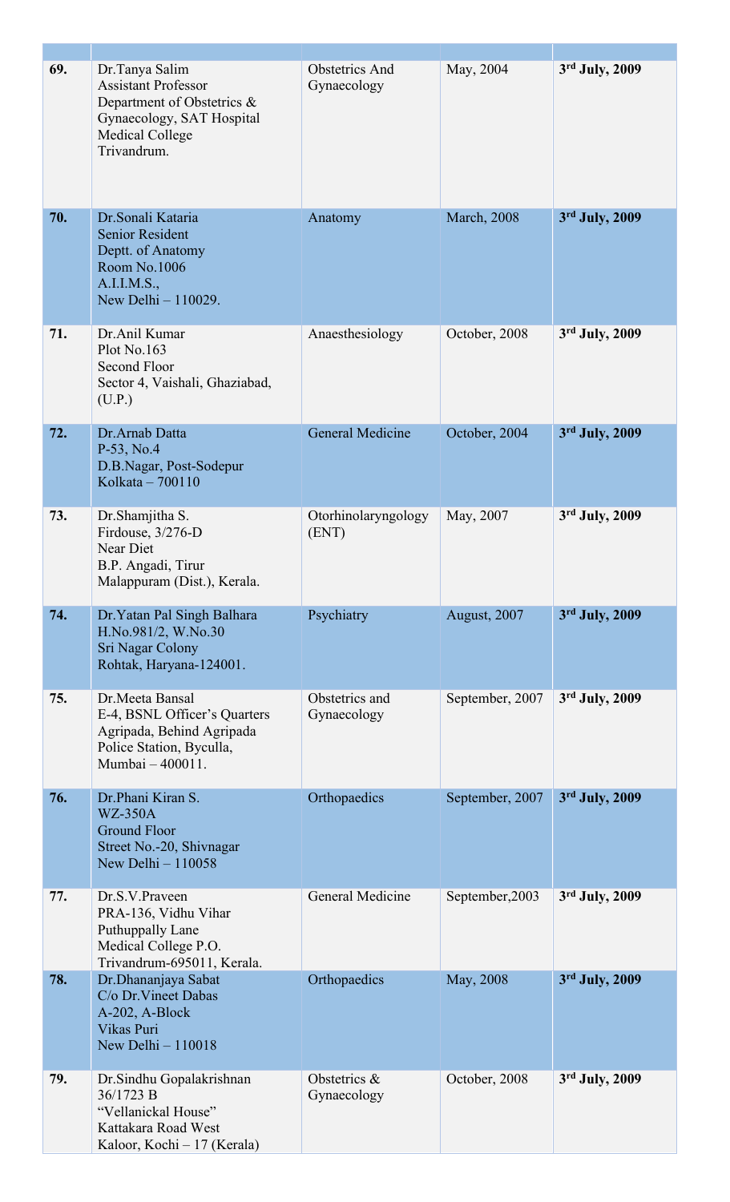| | | | | |
|---|---|---|---|---|
| **69.** | Dr.Tanya Salim<br>Assistant Professor<br>Department of Obstetrics & Gynaecology, SAT Hospital Medical College<br>Trivandrum. | Obstetrics And Gynaecology | May, 2004 | **3rd July, 2009** |
| **70.** | Dr.Sonali Kataria<br>Senior Resident<br>Deptt. of Anatomy<br>Room No.1006<br>A.I.I.M.S.,<br>New Delhi – 110029. | Anatomy | March, 2008 | **3rd July, 2009** |
| **71.** | Dr.Anil Kumar<br>Plot No.163<br>Second Floor<br>Sector 4, Vaishali, Ghaziabad, (U.P.) | Anaesthesiology | October, 2008 | **3rd July, 2009** |
| **72.** | Dr.Arnab Datta<br>P-53, No.4<br>D.B.Nagar, Post-Sodepur<br>Kolkata – 700110 | General Medicine | October, 2004 | **3rd July, 2009** |
| **73.** | Dr.Shamjitha S.<br>Firdouse, 3/276-D<br>Near Diet<br>B.P. Angadi, Tirur<br>Malappuram (Dist.), Kerala. | Otorhinolaryngology (ENT) | May, 2007 | **3rd July, 2009** |
| **74.** | Dr.Yatan Pal Singh Balhara<br>H.No.981/2, W.No.30<br>Sri Nagar Colony<br>Rohtak, Haryana-124001. | Psychiatry | August, 2007 | **3rd July, 2009** |
| **75.** | Dr.Meeta Bansal<br>E-4, BSNL Officer's Quarters<br>Agripada, Behind Agripada Police Station, Byculla,<br>Mumbai – 400011. | Obstetrics and Gynaecology | September, 2007 | **3rd July, 2009** |
| **76.** | Dr.Phani Kiran S.<br>WZ-350A<br>Ground Floor<br>Street No.-20, Shivnagar<br>New Delhi – 110058 | Orthopaedics | September, 2007 | **3rd July, 2009** |
| **77.** | Dr.S.V.Praveen<br>PRA-136, Vidhu Vihar<br>Puthuppally Lane<br>Medical College P.O.<br>Trivandrum-695011, Kerala. | General Medicine | September,2003 | **3rd July, 2009** |
| **78.** | Dr.Dhananjaya Sabat<br>C/o Dr.Vineet Dabas<br>A-202, A-Block<br>Vikas Puri<br>New Delhi – 110018 | Orthopaedics | May, 2008 | **3rd July, 2009** |
| **79.** | Dr.Sindhu Gopalakrishnan<br>36/1723 B<br>"Vellanickal House"<br>Kattakara Road West<br>Kaloor, Kochi – 17 (Kerala) | Obstetrics & Gynaecology | October, 2008 | **3rd July, 2009** |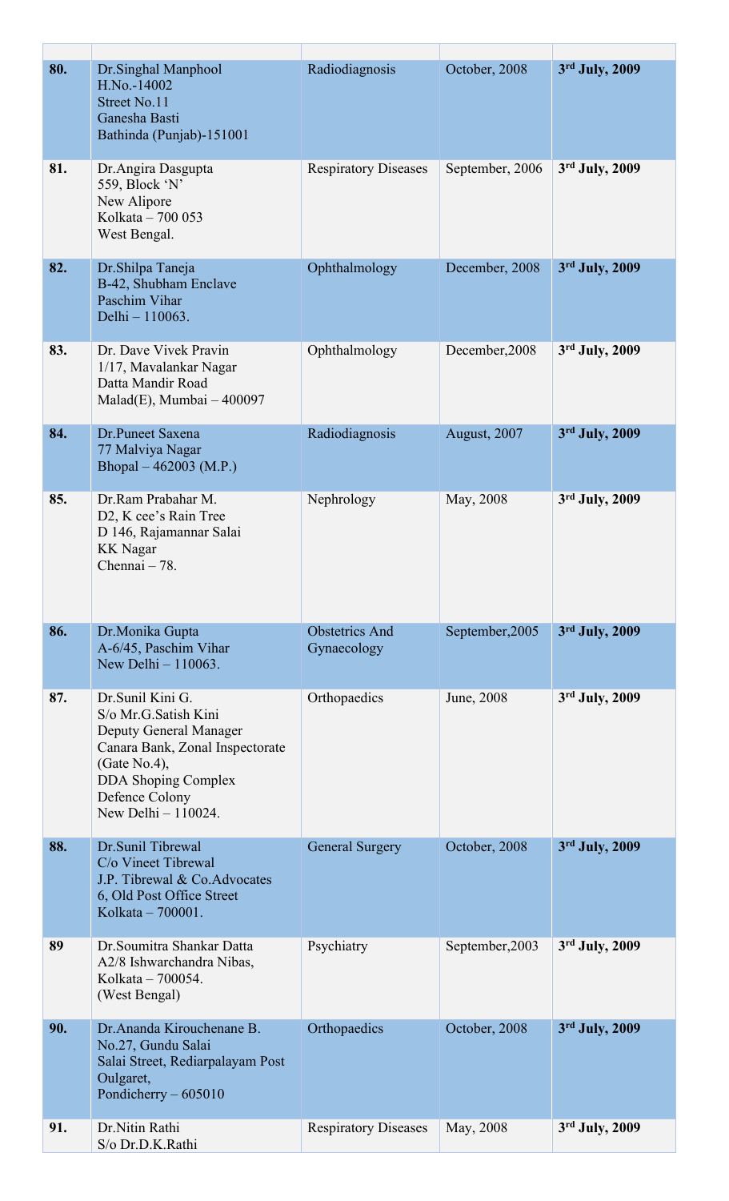| | | | | |
|---|---|---|---|---|
| **80.** | Dr.Singhal Manphool<br>H.No.-14002<br>Street No.11<br>Ganesha Basti<br>Bathinda (Punjab)-151001 | Radiodiagnosis | October, 2008 | **3rd July, 2009** |
| **81.** | Dr.Angira Dasgupta<br>559, Block 'N'<br>New Alipore<br>Kolkata – 700 053<br>West Bengal. | Respiratory Diseases | September, 2006 | **3rd July, 2009** |
| **82.** | Dr.Shilpa Taneja<br>B-42, Shubham Enclave<br>Paschim Vihar<br>Delhi – 110063. | Ophthalmology | December, 2008 | **3rd July, 2009** |
| **83.** | Dr. Dave Vivek Pravin<br>1/17, Mavalankar Nagar<br>Datta Mandir Road<br>Malad(E), Mumbai – 400097 | Ophthalmology | December,2008 | **3rd July, 2009** |
| **84.** | Dr.Puneet Saxena<br>77 Malviya Nagar<br>Bhopal – 462003 (M.P.) | Radiodiagnosis | August, 2007 | **3rd July, 2009** |
| **85.** | Dr.Ram Prabahar M.<br>D2, K cee's Rain Tree<br>D 146, Rajamannar Salai<br>KK Nagar<br>Chennai – 78. | Nephrology | May, 2008 | **3rd July, 2009** |
| **86.** | Dr.Monika Gupta<br>A-6/45, Paschim Vihar<br>New Delhi – 110063. | Obstetrics And Gynaecology | September,2005 | **3rd July, 2009** |
| **87.** | Dr.Sunil Kini G.<br>S/o Mr.G.Satish Kini<br>Deputy General Manager<br>Canara Bank, Zonal Inspectorate (Gate No.4),<br>DDA Shoping Complex<br>Defence Colony<br>New Delhi – 110024. | Orthopaedics | June, 2008 | **3rd July, 2009** |
| **88.** | Dr.Sunil Tibrewal<br>C/o Vineet Tibrewal<br>J.P. Tibrewal & Co.Advocates<br>6, Old Post Office Street<br>Kolkata – 700001. | General Surgery | October, 2008 | **3rd July, 2009** |
| **89** | Dr.Soumitra Shankar Datta<br>A2/8 Ishwarchandra Nibas,<br>Kolkata – 700054.<br>(West Bengal) | Psychiatry | September,2003 | **3rd July, 2009** |
| **90.** | Dr.Ananda Kirouchenane B.<br>No.27, Gundu Salai<br>Salai Street, Rediarpalayam Post<br>Oulgaret,<br>Pondicherry – 605010 | Orthopaedics | October, 2008 | **3rd July, 2009** |
| **91.** | Dr.Nitin Rathi<br>S/o Dr.D.K.Rathi | Respiratory Diseases | May, 2008 | **3rd July, 2009** |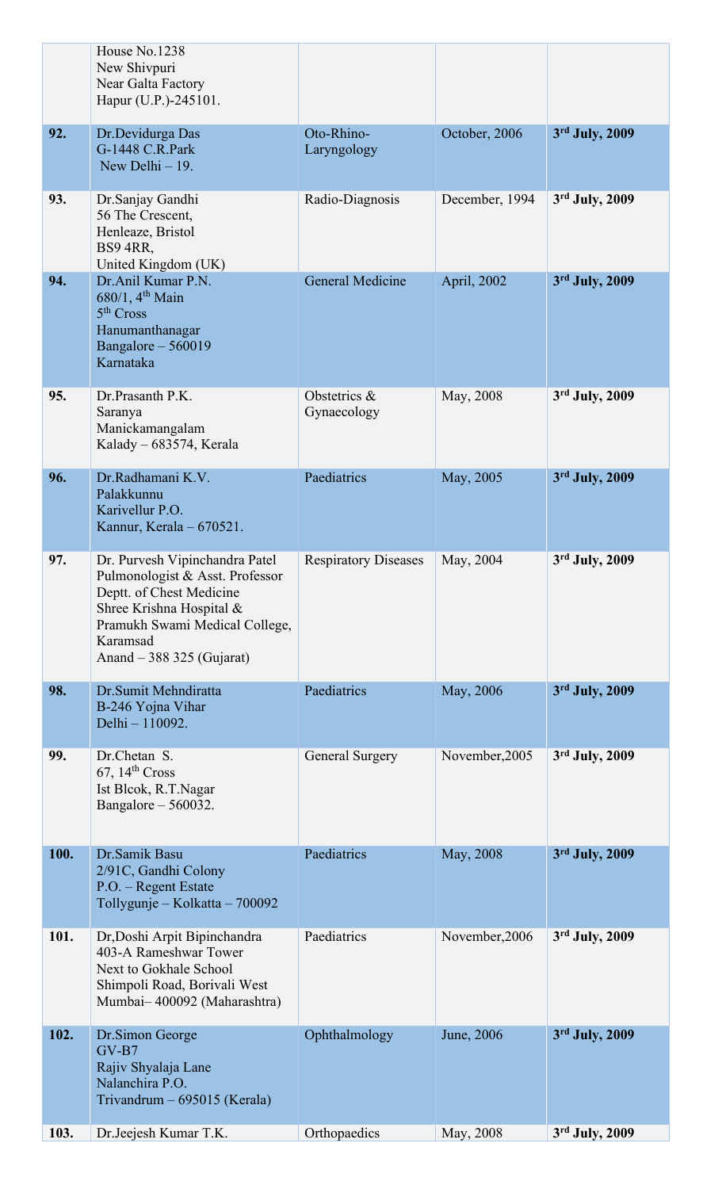|  |  |  |  |  |
|---|---|---|---|---|
|  | House No.1238<br>New Shivpuri<br>Near Galta Factory<br>Hapur (U.P.)-245101. |  |  |  |
| **92.** | Dr.Devidurga Das<br>G-1448 C.R.Park<br>New Delhi – 19. | Oto-Rhino-Laryngology | October, 2006 | **3rd July, 2009** |
| **93.** | Dr.Sanjay Gandhi<br>56 The Crescent,<br>Henleaze, Bristol<br>BS9 4RR,<br>United Kingdom (UK) | Radio-Diagnosis | December, 1994 | **3rd July, 2009** |
| **94.** | Dr.Anil Kumar P.N.<br>680/1, 4th Main<br>5th Cross<br>Hanumanthanagar<br>Bangalore – 560019<br>Karnataka | General Medicine | April, 2002 | **3rd July, 2009** |
| **95.** | Dr.Prasanth P.K.<br>Saranya<br>Manickamangalam<br>Kalady – 683574, Kerala | Obstetrics & Gynaecology | May, 2008 | **3rd July, 2009** |
| **96.** | Dr.Radhamani K.V.<br>Palakkunnu<br>Karivellur P.O.<br>Kannur, Kerala – 670521. | Paediatrics | May, 2005 | **3rd July, 2009** |
| **97.** | Dr. Purvesh Vipinchandra Patel<br>Pulmonologist & Asst. Professor<br>Deptt. of Chest Medicine<br>Shree Krishna Hospital &<br>Pramukh Swami Medical College,<br>Karamsad<br>Anand – 388 325 (Gujarat) | Respiratory Diseases | May, 2004 | **3rd July, 2009** |
| **98.** | Dr.Sumit Mehndiratta<br>B-246 Yojna Vihar<br>Delhi – 110092. | Paediatrics | May, 2006 | **3rd July, 2009** |
| **99.** | Dr.Chetan S.<br>67, 14th Cross<br>Ist Blcok, R.T.Nagar<br>Bangalore – 560032. | General Surgery | November,2005 | **3rd July, 2009** |
| **100.** | Dr.Samik Basu<br>2/91C, Gandhi Colony<br>P.O. – Regent Estate<br>Tollygunje – Kolkatta – 700092 | Paediatrics | May, 2008 | **3rd July, 2009** |
| **101.** | Dr,Doshi Arpit Bipinchandra<br>403-A Rameshwar Tower<br>Next to Gokhale School<br>Shimpoli Road, Borivali West<br>Mumbai– 400092 (Maharashtra) | Paediatrics | November,2006 | **3rd July, 2009** |
| **102.** | Dr.Simon George<br>GV-B7<br>Rajiv Shyalaja Lane<br>Nalanchira P.O.<br>Trivandrum – 695015 (Kerala) | Ophthalmology | June, 2006 | **3rd July, 2009** |
| **103.** | Dr.Jeejesh Kumar T.K. | Orthopaedics | May, 2008 | **3rd July, 2009** |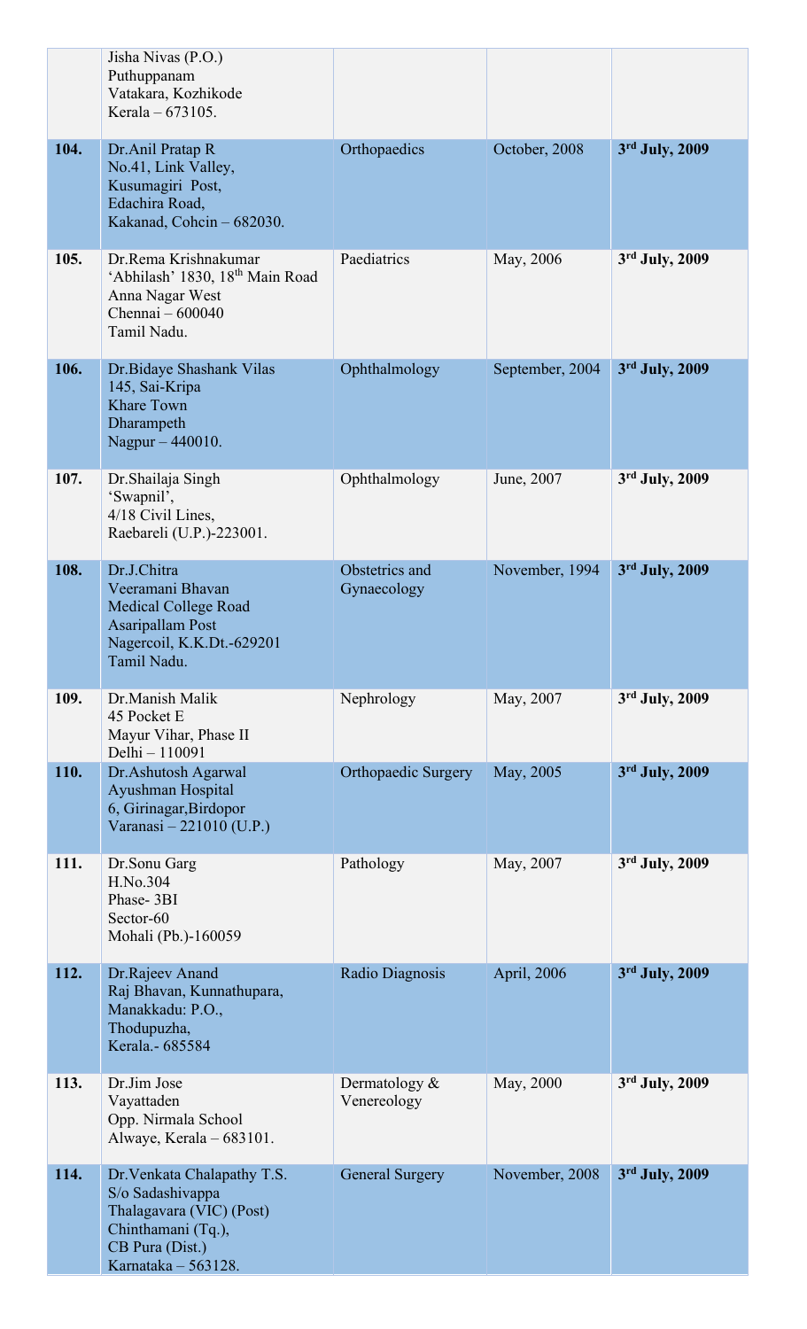| | | | | |
|---|---|---|---|---|
| | Jisha Nivas (P.O.) Puthuppanam Vatakara, Kozhikode Kerala – 673105. | | | |
| **104.** | Dr.Anil Pratap R No.41, Link Valley, Kusumagiri Post, Edachira Road, Kakanad, Cohcin – 682030. | Orthopaedics | October, 2008 | **3rd July, 2009** |
| **105.** | Dr.Rema Krishnakumar 'Abhilash' 1830, 18th Main Road Anna Nagar West Chennai – 600040 Tamil Nadu. | Paediatrics | May, 2006 | **3rd July, 2009** |
| **106.** | Dr.Bidaye Shashank Vilas 145, Sai-Kripa Khare Town Dharampeth Nagpur – 440010. | Ophthalmology | September, 2004 | **3rd July, 2009** |
| **107.** | Dr.Shailaja Singh 'Swapnil', 4/18 Civil Lines, Raebareli (U.P.)-223001. | Ophthalmology | June, 2007 | **3rd July, 2009** |
| **108.** | Dr.J.Chitra Veeramani Bhavan Medical College Road Asaripallam Post Nagercoil, K.K.Dt.-629201 Tamil Nadu. | Obstetrics and Gynaecology | November, 1994 | **3rd July, 2009** |
| **109.** | Dr.Manish Malik 45 Pocket E Mayur Vihar, Phase II Delhi – 110091 | Nephrology | May, 2007 | **3rd July, 2009** |
| **110.** | Dr.Ashutosh Agarwal Ayushman Hospital 6, Girinagar,Birdopor Varanasi – 221010 (U.P.) | Orthopaedic Surgery | May, 2005 | **3rd July, 2009** |
| **111.** | Dr.Sonu Garg H.No.304 Phase- 3BI Sector-60 Mohali (Pb.)-160059 | Pathology | May, 2007 | **3rd July, 2009** |
| **112.** | Dr.Rajeev Anand Raj Bhavan, Kunnathupara, Manakkadu: P.O., Thodupuzha, Kerala.- 685584 | Radio Diagnosis | April, 2006 | **3rd July, 2009** |
| **113.** | Dr.Jim Jose Vayattaden Opp. Nirmala School Alwaye, Kerala – 683101. | Dermatology & Venereology | May, 2000 | **3rd July, 2009** |
| **114.** | Dr.Venkata Chalapathy T.S. S/o Sadashivappa Thalagavara (VIC) (Post) Chinthamani (Tq.), CB Pura (Dist.) Karnataka – 563128. | General Surgery | November, 2008 | **3rd July, 2009** |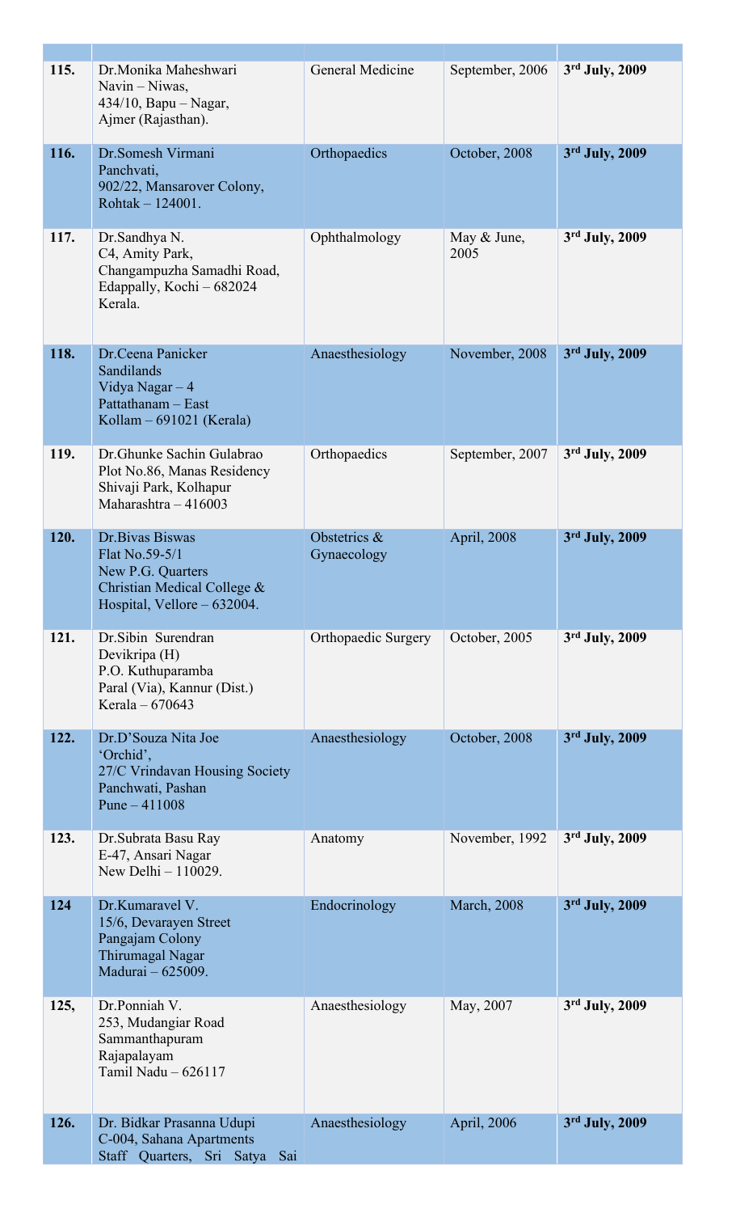| | | | | |
|---|---|---|---|---|
| **115.** | Dr.Monika Maheshwari<br>Navin – Niwas,<br>434/10, Bapu – Nagar,<br>Ajmer (Rajasthan). | General Medicine | September, 2006 | **3rd July, 2009** |
| **116.** | Dr.Somesh Virmani<br>Panchvati,<br>902/22, Mansarover Colony,<br>Rohtak – 124001. | Orthopaedics | October, 2008 | **3rd July, 2009** |
| **117.** | Dr.Sandhya N.<br>C4, Amity Park,<br>Changampuzha Samadhi Road,<br>Edappally, Kochi – 682024<br>Kerala. | Ophthalmology | May & June, 2005 | **3rd July, 2009** |
| **118.** | Dr.Ceena Panicker<br>Sandilands<br>Vidya Nagar – 4<br>Pattathanam – East<br>Kollam – 691021 (Kerala) | Anaesthesiology | November, 2008 | **3rd July, 2009** |
| **119.** | Dr.Ghunke Sachin Gulabrao<br>Plot No.86, Manas Residency<br>Shivaji Park, Kolhapur<br>Maharashtra – 416003 | Orthopaedics | September, 2007 | **3rd July, 2009** |
| **120.** | Dr.Bivas Biswas<br>Flat No.59-5/1<br>New P.G. Quarters<br>Christian Medical College &<br>Hospital, Vellore – 632004. | Obstetrics & Gynaecology | April, 2008 | **3rd July, 2009** |
| **121.** | Dr.Sibin Surendran<br>Devikripa (H)<br>P.O. Kuthuparamba<br>Paral (Via), Kannur (Dist.)<br>Kerala – 670643 | Orthopaedic Surgery | October, 2005 | **3rd July, 2009** |
| **122.** | Dr.D'Souza Nita Joe<br>'Orchid',<br>27/C Vrindavan Housing Society<br>Panchwati, Pashan<br>Pune – 411008 | Anaesthesiology | October, 2008 | **3rd July, 2009** |
| **123.** | Dr.Subrata Basu Ray<br>E-47, Ansari Nagar<br>New Delhi – 110029. | Anatomy | November, 1992 | **3rd July, 2009** |
| **124** | Dr.Kumaravel V.<br>15/6, Devarayen Street<br>Pangajam Colony<br>Thirumagal Nagar<br>Madurai – 625009. | Endocrinology | March, 2008 | **3rd July, 2009** |
| **125,** | Dr.Ponniah V.<br>253, Mudangiar Road<br>Sammanthapuram<br>Rajapalayam<br>Tamil Nadu – 626117 | Anaesthesiology | May, 2007 | **3rd July, 2009** |
| **126.** | Dr. Bidkar Prasanna Udupi<br>C-004, Sahana Apartments<br>Staff Quarters, Sri Satya Sai | Anaesthesiology | April, 2006 | **3rd July, 2009** |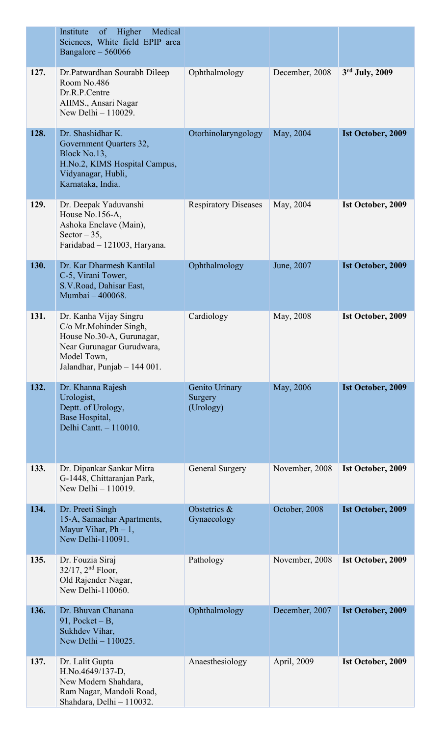|  |  |  |  |  |
|---|---|---|---|---|
|  | Institute of Higher Medical Sciences, White field EPIP area Bangalore – 560066 |  |  |  |
| **127.** | Dr.Patwardhan Sourabh Dileep<br>Room No.486<br>Dr.R.P.Centre<br>AIIMS., Ansari Nagar<br>New Delhi – 110029. | Ophthalmology | December, 2008 | **3rd July, 2009** |
| **128.** | Dr. Shashidhar K.<br>Government Quarters 32,<br>Block No.13,<br>H.No.2, KIMS Hospital Campus,<br>Vidyanagar, Hubli,<br>Karnataka, India. | Otorhinolaryngology | May, 2004 | **Ist October, 2009** |
| **129.** | Dr. Deepak Yaduvanshi<br>House No.156-A,<br>Ashoka Enclave (Main),<br>Sector – 35,<br>Faridabad – 121003, Haryana. | Respiratory Diseases | May, 2004 | **Ist October, 2009** |
| **130.** | Dr. Kar Dharmesh Kantilal<br>C-5, Virani Tower,<br>S.V.Road, Dahisar East,<br>Mumbai – 400068. | Ophthalmology | June, 2007 | **Ist October, 2009** |
| **131.** | Dr. Kanha Vijay Singru<br>C/o Mr.Mohinder Singh,<br>House No.30-A, Gurunagar,<br>Near Gurunagar Gurudwara,<br>Model Town,<br>Jalandhar, Punjab – 144 001. | Cardiology | May, 2008 | **Ist October, 2009** |
| **132.** | Dr. Khanna Rajesh<br>Urologist,<br>Deptt. of Urology,<br>Base Hospital,<br>Delhi Cantt. – 110010. | Genito Urinary Surgery (Urology) | May, 2006 | **Ist October, 2009** |
| **133.** | Dr. Dipankar Sankar Mitra<br>G-1448, Chittaranjan Park,<br>New Delhi – 110019. | General Surgery | November, 2008 | **Ist October, 2009** |
| **134.** | Dr. Preeti Singh<br>15-A, Samachar Apartments,<br>Mayur Vihar, Ph – 1,<br>New Delhi-110091. | Obstetrics & Gynaecology | October, 2008 | **Ist October, 2009** |
| **135.** | Dr. Fouzia Siraj<br>32/17, 2nd Floor,<br>Old Rajender Nagar,<br>New Delhi-110060. | Pathology | November, 2008 | **Ist October, 2009** |
| **136.** | Dr. Bhuvan Chanana<br>91, Pocket – B,<br>Sukhdev Vihar,<br>New Delhi – 110025. | Ophthalmology | December, 2007 | **Ist October, 2009** |
| **137.** | Dr. Lalit Gupta<br>H.No.4649/137-D,<br>New Modern Shahdara,<br>Ram Nagar, Mandoli Road,<br>Shahdara, Delhi – 110032. | Anaesthesiology | April, 2009 | **Ist October, 2009** |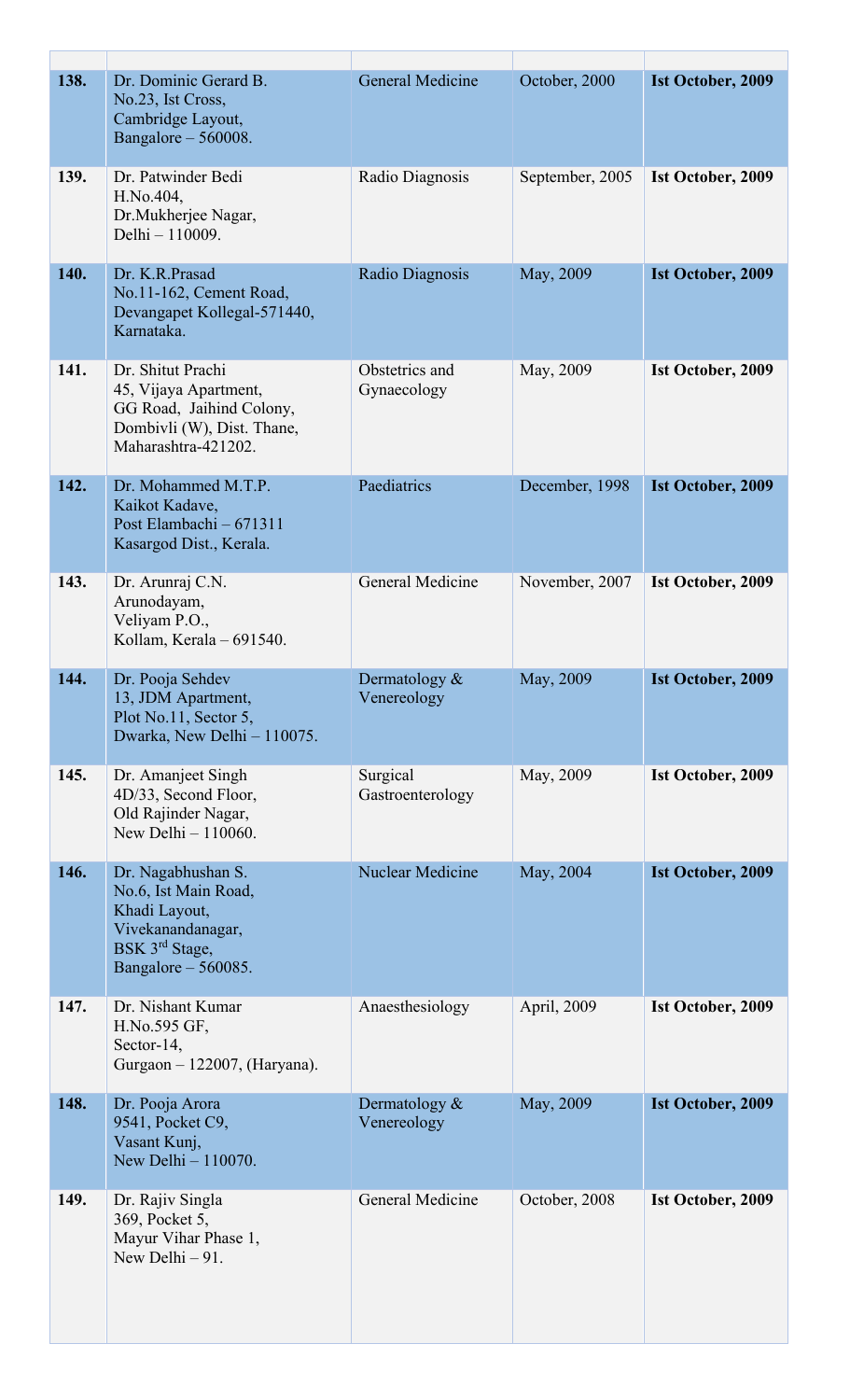| | | | | |
|---|---|---|---|---|
| **138.** | Dr. Dominic Gerard B.<br>No.23, Ist Cross,<br>Cambridge Layout,<br>Bangalore – 560008. | General Medicine | October, 2000 | **Ist October, 2009** |
| **139.** | Dr. Patwinder Bedi<br>H.No.404,<br>Dr.Mukherjee Nagar,<br>Delhi – 110009. | Radio Diagnosis | September, 2005 | **Ist October, 2009** |
| **140.** | Dr. K.R.Prasad<br>No.11-162, Cement Road,<br>Devangapet Kollegal-571440,<br>Karnataka. | Radio Diagnosis | May, 2009 | **Ist October, 2009** |
| **141.** | Dr. Shitut Prachi<br>45, Vijaya Apartment,<br>GG Road, Jaihind Colony,<br>Dombivli (W), Dist. Thane,<br>Maharashtra-421202. | Obstetrics and Gynaecology | May, 2009 | **Ist October, 2009** |
| **142.** | Dr. Mohammed M.T.P.<br>Kaikot Kadave,<br>Post Elambachi – 671311<br>Kasargod Dist., Kerala. | Paediatrics | December, 1998 | **Ist October, 2009** |
| **143.** | Dr. Arunraj C.N.<br>Arunodayam,<br>Veliyam P.O.,<br>Kollam, Kerala – 691540. | General Medicine | November, 2007 | **Ist October, 2009** |
| **144.** | Dr. Pooja Sehdev<br>13, JDM Apartment,<br>Plot No.11, Sector 5,<br>Dwarka, New Delhi – 110075. | Dermatology & Venereology | May, 2009 | **Ist October, 2009** |
| **145.** | Dr. Amanjeet Singh<br>4D/33, Second Floor,<br>Old Rajinder Nagar,<br>New Delhi – 110060. | Surgical Gastroenterology | May, 2009 | **Ist October, 2009** |
| **146.** | Dr. Nagabhushan S.<br>No.6, Ist Main Road,<br>Khadi Layout,<br>Vivekanandanagar,<br>BSK 3rd Stage,<br>Bangalore – 560085. | Nuclear Medicine | May, 2004 | **Ist October, 2009** |
| **147.** | Dr. Nishant Kumar<br>H.No.595 GF,<br>Sector-14,<br>Gurgaon – 122007, (Haryana). | Anaesthesiology | April, 2009 | **Ist October, 2009** |
| **148.** | Dr. Pooja Arora<br>9541, Pocket C9,<br>Vasant Kunj,<br>New Delhi – 110070. | Dermatology & Venereology | May, 2009 | **Ist October, 2009** |
| **149.** | Dr. Rajiv Singla<br>369, Pocket 5,<br>Mayur Vihar Phase 1,<br>New Delhi – 91. | General Medicine | October, 2008 | **Ist October, 2009** |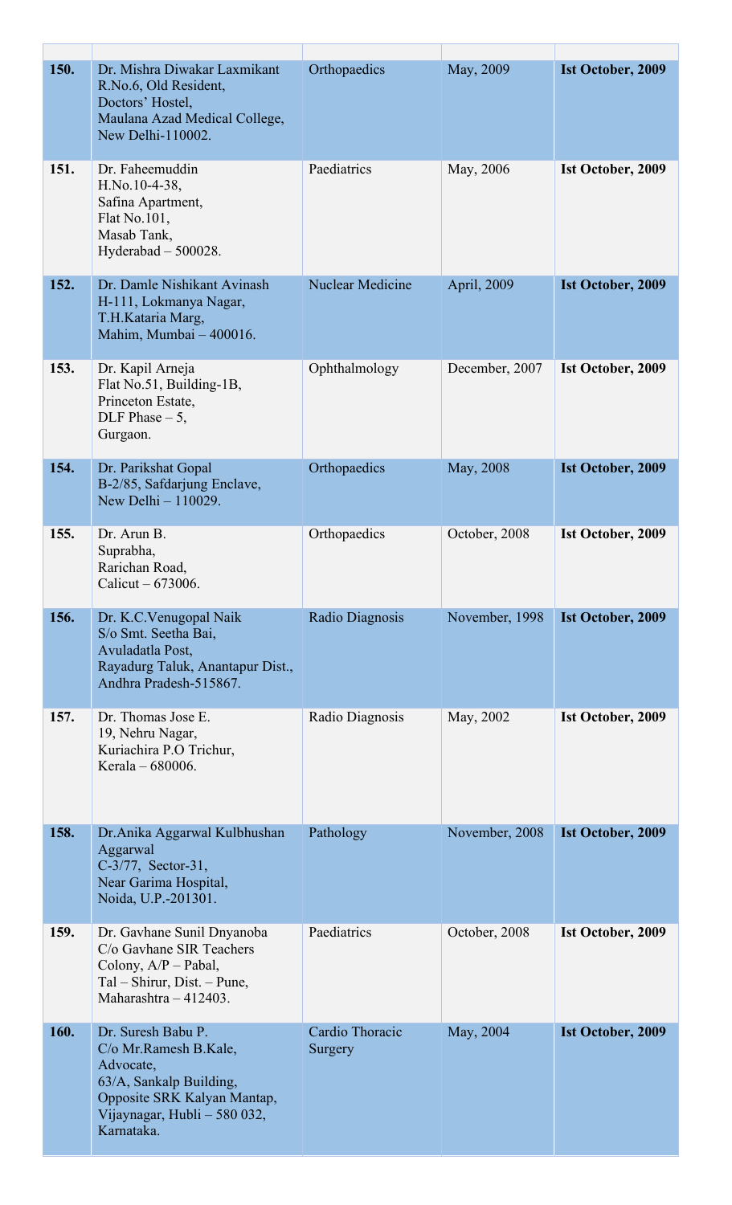| | | | | |
|---|---|---|---|---|
| **150.** | Dr. Mishra Diwakar Laxmikant R.No.6, Old Resident, Doctors' Hostel, Maulana Azad Medical College, New Delhi-110002. | Orthopaedics | May, 2009 | **Ist October, 2009** |
| **151.** | Dr. Faheemuddin H.No.10-4-38, Safina Apartment, Flat No.101, Masab Tank, Hyderabad – 500028. | Paediatrics | May, 2006 | **Ist October, 2009** |
| **152.** | Dr. Damle Nishikant Avinash H-111, Lokmanya Nagar, T.H.Kataria Marg, Mahim, Mumbai – 400016. | Nuclear Medicine | April, 2009 | **Ist October, 2009** |
| **153.** | Dr. Kapil Arneja Flat No.51, Building-1B, Princeton Estate, DLF Phase – 5, Gurgaon. | Ophthalmology | December, 2007 | **Ist October, 2009** |
| **154.** | Dr. Parikshat Gopal B-2/85, Safdarjung Enclave, New Delhi – 110029. | Orthopaedics | May, 2008 | **Ist October, 2009** |
| **155.** | Dr. Arun B. Suprabha, Rarichan Road, Calicut – 673006. | Orthopaedics | October, 2008 | **Ist October, 2009** |
| **156.** | Dr. K.C.Venugopal Naik S/o Smt. Seetha Bai, Avuladatla Post, Rayadurg Taluk, Anantapur Dist., Andhra Pradesh-515867. | Radio Diagnosis | November, 1998 | **Ist October, 2009** |
| **157.** | Dr. Thomas Jose E. 19, Nehru Nagar, Kuriachira P.O Trichur, Kerala – 680006. | Radio Diagnosis | May, 2002 | **Ist October, 2009** |
| **158.** | Dr.Anika Aggarwal Kulbhushan Aggarwal C-3/77, Sector-31, Near Garima Hospital, Noida, U.P.-201301. | Pathology | November, 2008 | **Ist October, 2009** |
| **159.** | Dr. Gavhane Sunil Dnyanoba C/o Gavhane SIR Teachers Colony, A/P – Pabal, Tal – Shirur, Dist. – Pune, Maharashtra – 412403. | Paediatrics | October, 2008 | **Ist October, 2009** |
| **160.** | Dr. Suresh Babu P. C/o Mr.Ramesh B.Kale, Advocate, 63/A, Sankalp Building, Opposite SRK Kalyan Mantap, Vijaynagar, Hubli – 580 032, Karnataka. | Cardio Thoracic Surgery | May, 2004 | **Ist October, 2009** |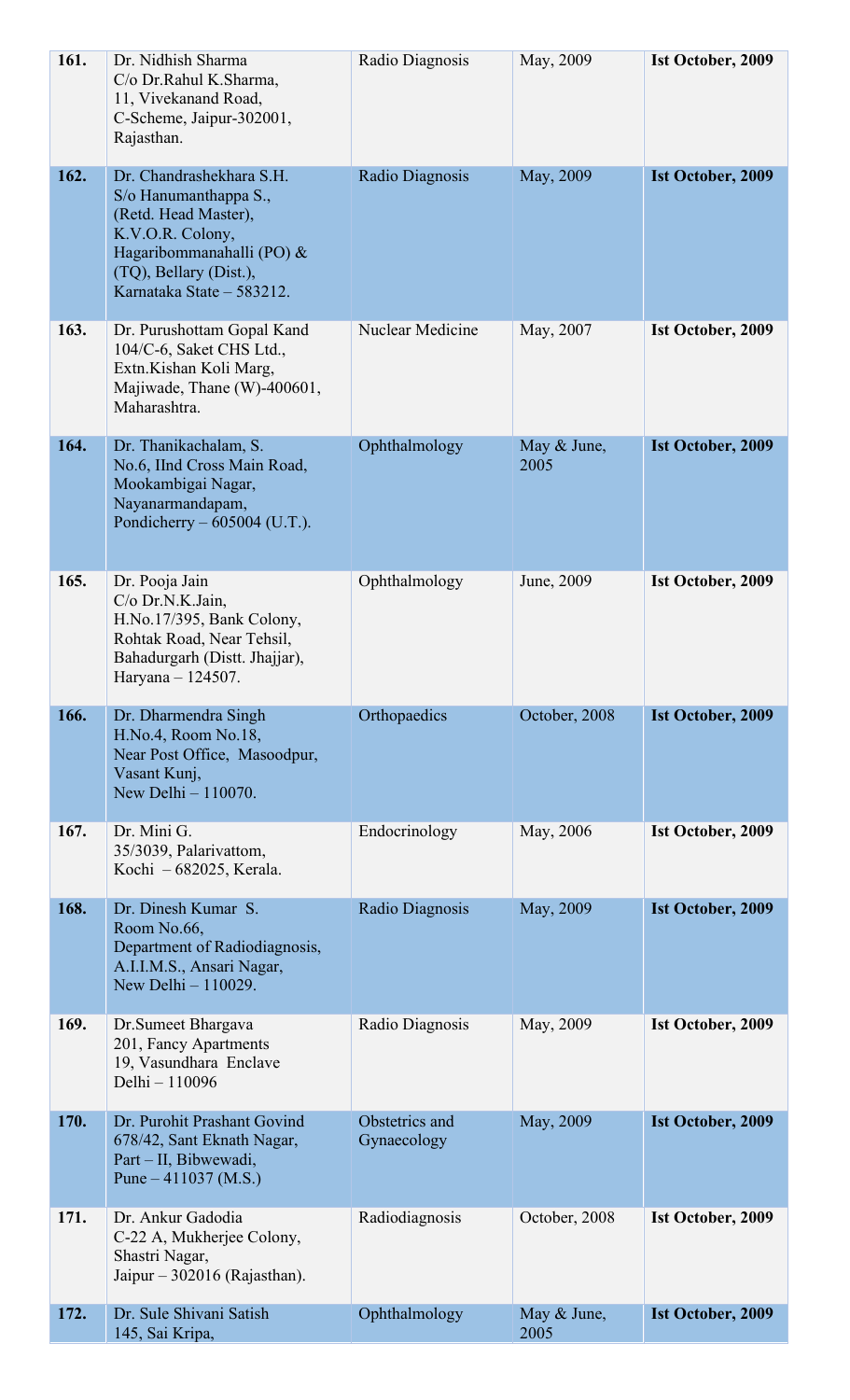| | | | | |
|---|---|---|---|---|
| **161.** | Dr. Nidhish Sharma<br>C/o Dr.Rahul K.Sharma,<br>11, Vivekanand Road,<br>C-Scheme, Jaipur-302001,<br>Rajasthan. | Radio Diagnosis | May, 2009 | **Ist October, 2009** |
| **162.** | Dr. Chandrashekhara S.H.<br>S/o Hanumanthappa S.,<br>(Retd. Head Master),<br>K.V.O.R. Colony,<br>Hagaribommanahalli (PO) &<br>(TQ), Bellary (Dist.),<br>Karnataka State – 583212. | Radio Diagnosis | May, 2009 | **Ist October, 2009** |
| **163.** | Dr. Purushottam Gopal Kand<br>104/C-6, Saket CHS Ltd.,<br>Extn.Kishan Koli Marg,<br>Majiwade, Thane (W)-400601,<br>Maharashtra. | Nuclear Medicine | May, 2007 | **Ist October, 2009** |
| **164.** | Dr. Thanikachalam, S.<br>No.6, IInd Cross Main Road,<br>Mookambigai Nagar,<br>Nayanarmandapam,<br>Pondicherry – 605004 (U.T.). | Ophthalmology | May & June, 2005 | **Ist October, 2009** |
| **165.** | Dr. Pooja Jain<br>C/o Dr.N.K.Jain,<br>H.No.17/395, Bank Colony,<br>Rohtak Road, Near Tehsil,<br>Bahadurgarh (Distt. Jhajjar),<br>Haryana – 124507. | Ophthalmology | June, 2009 | **Ist October, 2009** |
| **166.** | Dr. Dharmendra Singh<br>H.No.4, Room No.18,<br>Near Post Office, Masoodpur,<br>Vasant Kunj,<br>New Delhi – 110070. | Orthopaedics | October, 2008 | **Ist October, 2009** |
| **167.** | Dr. Mini G.<br>35/3039, Palarivattom,<br>Kochi – 682025, Kerala. | Endocrinology | May, 2006 | **Ist October, 2009** |
| **168.** | Dr. Dinesh Kumar S.<br>Room No.66,<br>Department of Radiodiagnosis,<br>A.I.I.M.S., Ansari Nagar,<br>New Delhi – 110029. | Radio Diagnosis | May, 2009 | **Ist October, 2009** |
| **169.** | Dr.Sumeet Bhargava<br>201, Fancy Apartments<br>19, Vasundhara Enclave<br>Delhi – 110096 | Radio Diagnosis | May, 2009 | **Ist October, 2009** |
| **170.** | Dr. Purohit Prashant Govind<br>678/42, Sant Eknath Nagar,<br>Part – II, Bibwewadi,<br>Pune – 411037 (M.S.) | Obstetrics and Gynaecology | May, 2009 | **Ist October, 2009** |
| **171.** | Dr. Ankur Gadodia<br>C-22 A, Mukherjee Colony,<br>Shastri Nagar,<br>Jaipur – 302016 (Rajasthan). | Radiodiagnosis | October, 2008 | **Ist October, 2009** |
| **172.** | Dr. Sule Shivani Satish<br>145, Sai Kripa, | Ophthalmology | May & June, 2005 | **Ist October, 2009** |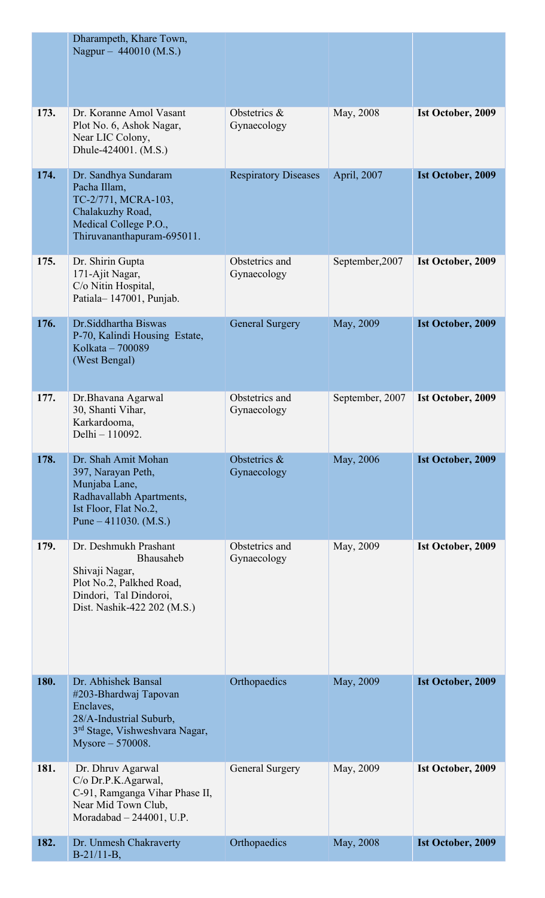|  |  |  |  |  |
|---|---|---|---|---|
|  | Dharampeth, Khare Town, Nagpur – 440010 (M.S.) |  |  |  |
| **173.** | Dr. Koranne Amol Vasant Plot No. 6, Ashok Nagar, Near LIC Colony, Dhule-424001. (M.S.) | Obstetrics & Gynaecology | May, 2008 | **Ist October, 2009** |
| **174.** | Dr. Sandhya Sundaram Pacha Illam, TC-2/771, MCRA-103, Chalakuzhy Road, Medical College P.O., Thiruvananthapuram-695011. | Respiratory Diseases | April, 2007 | **Ist October, 2009** |
| **175.** | Dr. Shirin Gupta 171-Ajit Nagar, C/o Nitin Hospital, Patiala– 147001, Punjab. | Obstetrics and Gynaecology | September,2007 | **Ist October, 2009** |
| **176.** | Dr.Siddhartha Biswas P-70, Kalindi Housing Estate, Kolkata – 700089 (West Bengal) | General Surgery | May, 2009 | **Ist October, 2009** |
| **177.** | Dr.Bhavana Agarwal 30, Shanti Vihar, Karkardooma, Delhi – 110092. | Obstetrics and Gynaecology | September, 2007 | **Ist October, 2009** |
| **178.** | Dr. Shah Amit Mohan 397, Narayan Peth, Munjaba Lane, Radhavallabh Apartments, Ist Floor, Flat No.2, Pune – 411030. (M.S.) | Obstetrics & Gynaecology | May, 2006 | **Ist October, 2009** |
| **179.** | Dr. Deshmukh Prashant Bhausaheb Shivaji Nagar, Plot No.2, Palkhed Road, Dindori, Tal Dindoroi, Dist. Nashik-422 202 (M.S.) | Obstetrics and Gynaecology | May, 2009 | **Ist October, 2009** |
| **180.** | Dr. Abhishek Bansal #203-Bhardwaj Tapovan Enclaves, 28/A-Industrial Suburb, 3rd Stage, Vishweshvara Nagar, Mysore – 570008. | Orthopaedics | May, 2009 | **Ist October, 2009** |
| **181.** | Dr. Dhruv Agarwal C/o Dr.P.K.Agarwal, C-91, Ramganga Vihar Phase II, Near Mid Town Club, Moradabad – 244001, U.P. | General Surgery | May, 2009 | **Ist October, 2009** |
| **182.** | Dr. Unmesh Chakraverty B-21/11-B, | Orthopaedics | May, 2008 | **Ist October, 2009** |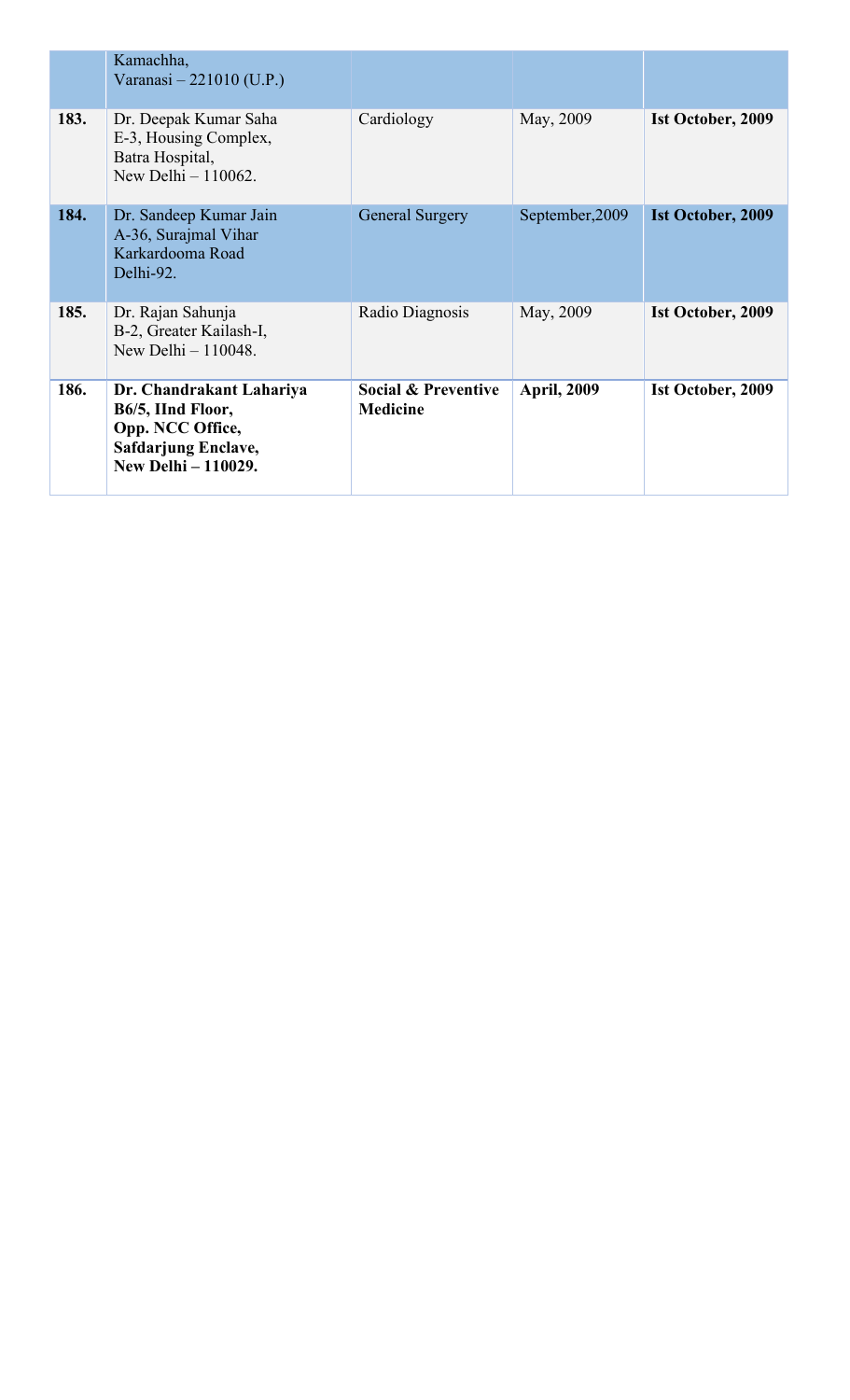| | | | | |
|---|---|---|---|---|
| | Kamachha, Varanasi – 221010 (U.P.) | | | |
| **183.** | Dr. Deepak Kumar Saha E-3, Housing Complex, Batra Hospital, New Delhi – 110062. | Cardiology | May, 2009 | **Ist October, 2009** |
| **184.** | Dr. Sandeep Kumar Jain A-36, Surajmal Vihar Karkardooma Road Delhi-92. | General Surgery | September,2009 | **Ist October, 2009** |
| **185.** | Dr. Rajan Sahunja B-2, Greater Kailash-I, New Delhi – 110048. | Radio Diagnosis | May, 2009 | **Ist October, 2009** |
| **186.** | **Dr. Chandrakant Lahariya B6/5, IInd Floor, Opp. NCC Office, Safdarjung Enclave, New Delhi – 110029.** | **Social & Preventive Medicine** | **April, 2009** | **Ist October, 2009** |